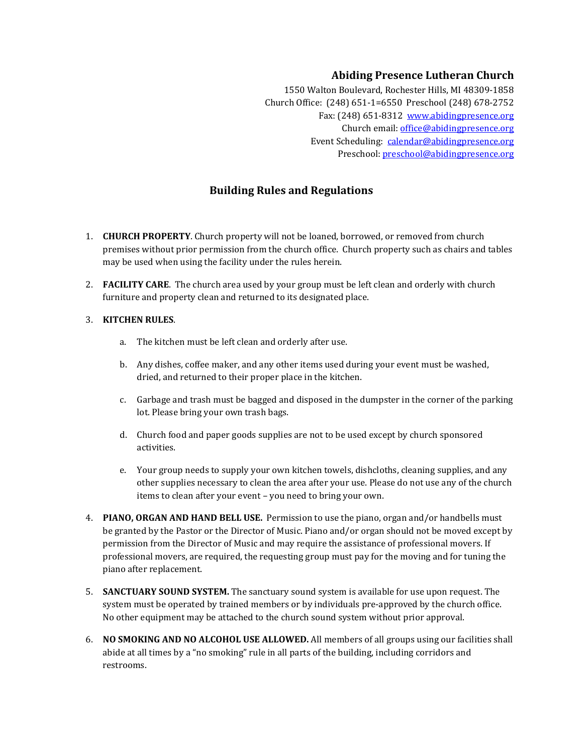**Abiding Presence Lutheran Church**

1550 Walton Boulevard, Rochester Hills, MI 48309-1858
Church Office: (248) 651-1=6550 Preschool (248) 678-2752
Fax: (248) 651-8312 www.abidingpresence.org
Church email: office@abidingpresence.org
Event Scheduling: calendar@abidingpresence.org
Preschool: preschool@abidingpresence.org

## Building Rules and Regulations

1. **CHURCH PROPERTY**. Church property will not be loaned, borrowed, or removed from church premises without prior permission from the church office. Church property such as chairs and tables may be used when using the facility under the rules herein.

2. **FACILITY CARE**. The church area used by your group must be left clean and orderly with church furniture and property clean and returned to its designated place.

3. **KITCHEN RULES**.

   a. The kitchen must be left clean and orderly after use.

   b. Any dishes, coffee maker, and any other items used during your event must be washed, dried, and returned to their proper place in the kitchen.

   c. Garbage and trash must be bagged and disposed in the dumpster in the corner of the parking lot. Please bring your own trash bags.

   d. Church food and paper goods supplies are not to be used except by church sponsored activities.

   e. Your group needs to supply your own kitchen towels, dishcloths, cleaning supplies, and any other supplies necessary to clean the area after your use. Please do not use any of the church items to clean after your event – you need to bring your own.

4. **PIANO, ORGAN AND HAND BELL USE.** Permission to use the piano, organ and/or handbells must be granted by the Pastor or the Director of Music. Piano and/or organ should not be moved except by permission from the Director of Music and may require the assistance of professional movers. If professional movers, are required, the requesting group must pay for the moving and for tuning the piano after replacement.

5. **SANCTUARY SOUND SYSTEM.** The sanctuary sound system is available for use upon request. The system must be operated by trained members or by individuals pre-approved by the church office. No other equipment may be attached to the church sound system without prior approval.

6. **NO SMOKING AND NO ALCOHOL USE ALLOWED.** All members of all groups using our facilities shall abide at all times by a "no smoking" rule in all parts of the building, including corridors and restrooms.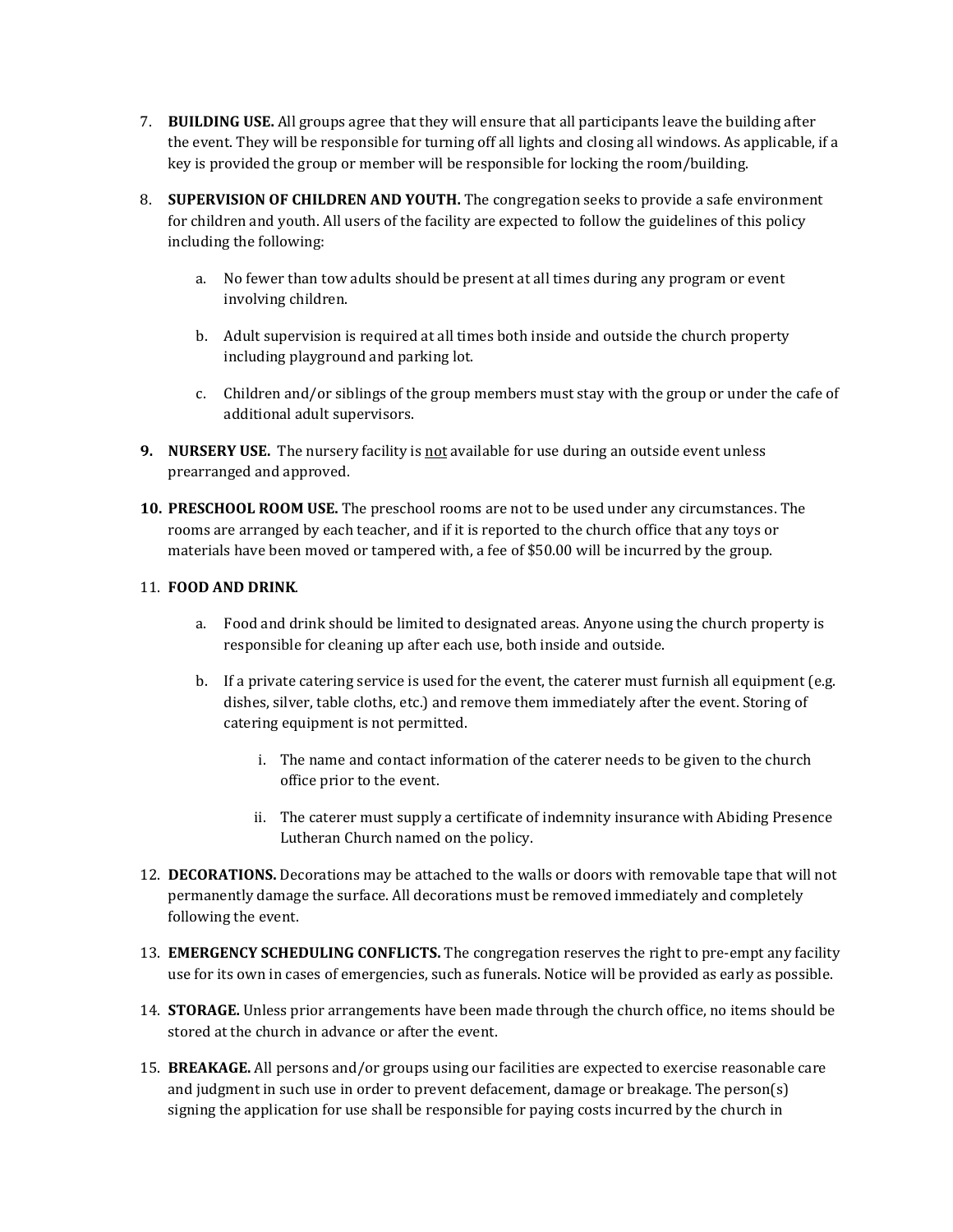7. **BUILDING USE.** All groups agree that they will ensure that all participants leave the building after the event. They will be responsible for turning off all lights and closing all windows. As applicable, if a key is provided the group or member will be responsible for locking the room/building.

8. **SUPERVISION OF CHILDREN AND YOUTH.** The congregation seeks to provide a safe environment for children and youth. All users of the facility are expected to follow the guidelines of this policy including the following:

   a. No fewer than tow adults should be present at all times during any program or event involving children.

   b. Adult supervision is required at all times both inside and outside the church property including playground and parking lot.

   c. Children and/or siblings of the group members must stay with the group or under the cafe of additional adult supervisors.

9. **NURSERY USE.** The nursery facility is <u>not</u> available for use during an outside event unless prearranged and approved.

10. **PRESCHOOL ROOM USE.** The preschool rooms are not to be used under any circumstances. The rooms are arranged by each teacher, and if it is reported to the church office that any toys or materials have been moved or tampered with, a fee of $50.00 will be incurred by the group.

11. **FOOD AND DRINK**.

    a. Food and drink should be limited to designated areas. Anyone using the church property is responsible for cleaning up after each use, both inside and outside.

    b. If a private catering service is used for the event, the caterer must furnish all equipment (e.g. dishes, silver, table cloths, etc.) and remove them immediately after the event. Storing of catering equipment is not permitted.

       i. The name and contact information of the caterer needs to be given to the church office prior to the event.

       ii. The caterer must supply a certificate of indemnity insurance with Abiding Presence Lutheran Church named on the policy.

12. **DECORATIONS.** Decorations may be attached to the walls or doors with removable tape that will not permanently damage the surface. All decorations must be removed immediately and completely following the event.

13. **EMERGENCY SCHEDULING CONFLICTS.** The congregation reserves the right to pre-empt any facility use for its own in cases of emergencies, such as funerals. Notice will be provided as early as possible.

14. **STORAGE.** Unless prior arrangements have been made through the church office, no items should be stored at the church in advance or after the event.

15. **BREAKAGE.** All persons and/or groups using our facilities are expected to exercise reasonable care and judgment in such use in order to prevent defacement, damage or breakage. The person(s) signing the application for use shall be responsible for paying costs incurred by the church in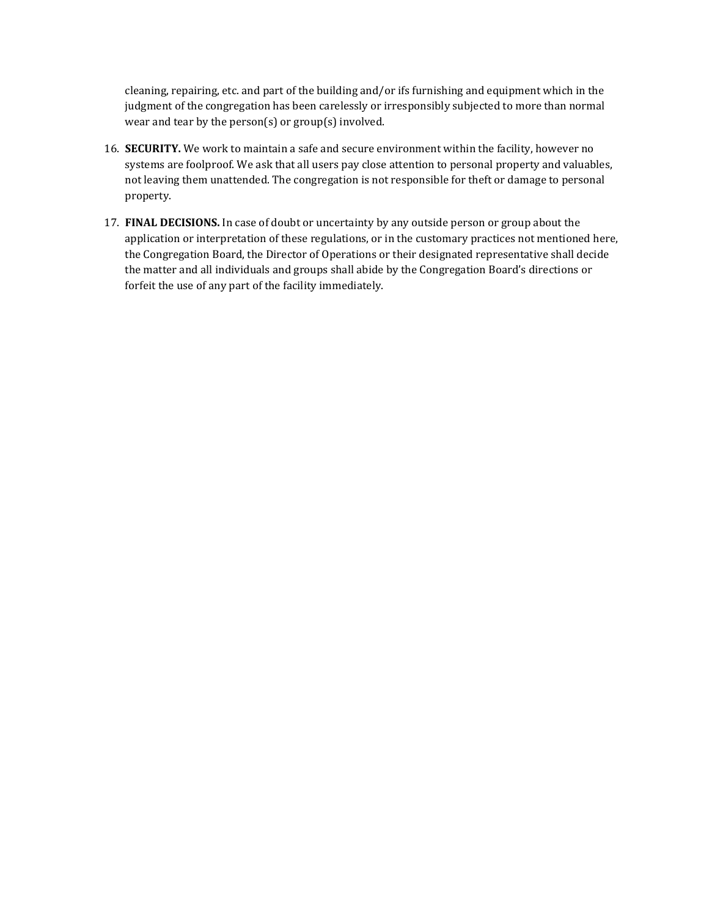cleaning, repairing, etc. and part of the building and/or ifs furnishing and equipment which in the judgment of the congregation has been carelessly or irresponsibly subjected to more than normal wear and tear by the person(s) or group(s) involved.

16. **SECURITY.** We work to maintain a safe and secure environment within the facility, however no systems are foolproof. We ask that all users pay close attention to personal property and valuables, not leaving them unattended. The congregation is not responsible for theft or damage to personal property.

17. **FINAL DECISIONS.** In case of doubt or uncertainty by any outside person or group about the application or interpretation of these regulations, or in the customary practices not mentioned here, the Congregation Board, the Director of Operations or their designated representative shall decide the matter and all individuals and groups shall abide by the Congregation Board's directions or forfeit the use of any part of the facility immediately.